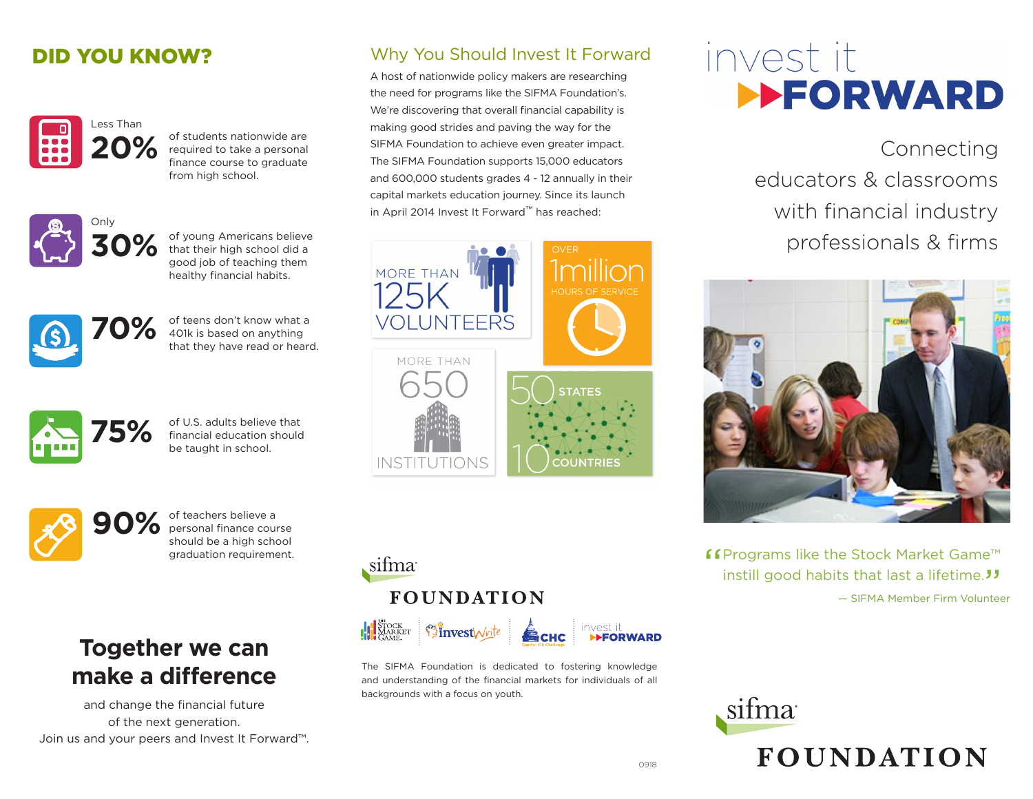## DID YOU KNOW?

**Less Than 20%** of students nationwide are required to take a personal finance course to graduate from high school.

**Only 30%** of young Americans believe that their high school did a good job of teaching them healthy financial habits.

**70%** of teens don't know what a 401k is based on anything that they have read or heard.

**75%** of U.S. adults believe that financial education should be taught in school.

**90%** of teachers believe a personal finance course should be a high school graduation requirement.

## Together we can make a difference

and change the financial future of the next generation.
Join us and your peers and Invest It Forward™.

## Why You Should Invest It Forward

A host of nationwide policy makers are researching the need for programs like the SIFMA Foundation's. We're discovering that overall financial capability is making good strides and paving the way for the SIFMA Foundation to achieve even greater impact. The SIFMA Foundation supports 15,000 educators and 600,000 students grades 4 - 12 annually in their capital markets education journey. Since its launch in April 2014 Invest It Forward™ has reached:

- MORE THAN 125K VOLUNTEERS
- OVER 1million HOURS OF SERVICE
- MORE THAN 650 INSTITUTIONS
- 50 STATES
- 10 COUNTRIES

sifma FOUNDATION

The Stock Market Game · InvestWrite · CHC Capitol Hill Challenge · invest it FORWARD

The SIFMA Foundation is dedicated to fostering knowledge and understanding of the financial markets for individuals of all backgrounds with a focus on youth.

0918

# invest it FORWARD

Connecting educators & classrooms with financial industry professionals & firms

"Programs like the Stock Market Game™ instill good habits that last a lifetime."

— SIFMA Member Firm Volunteer

sifma FOUNDATION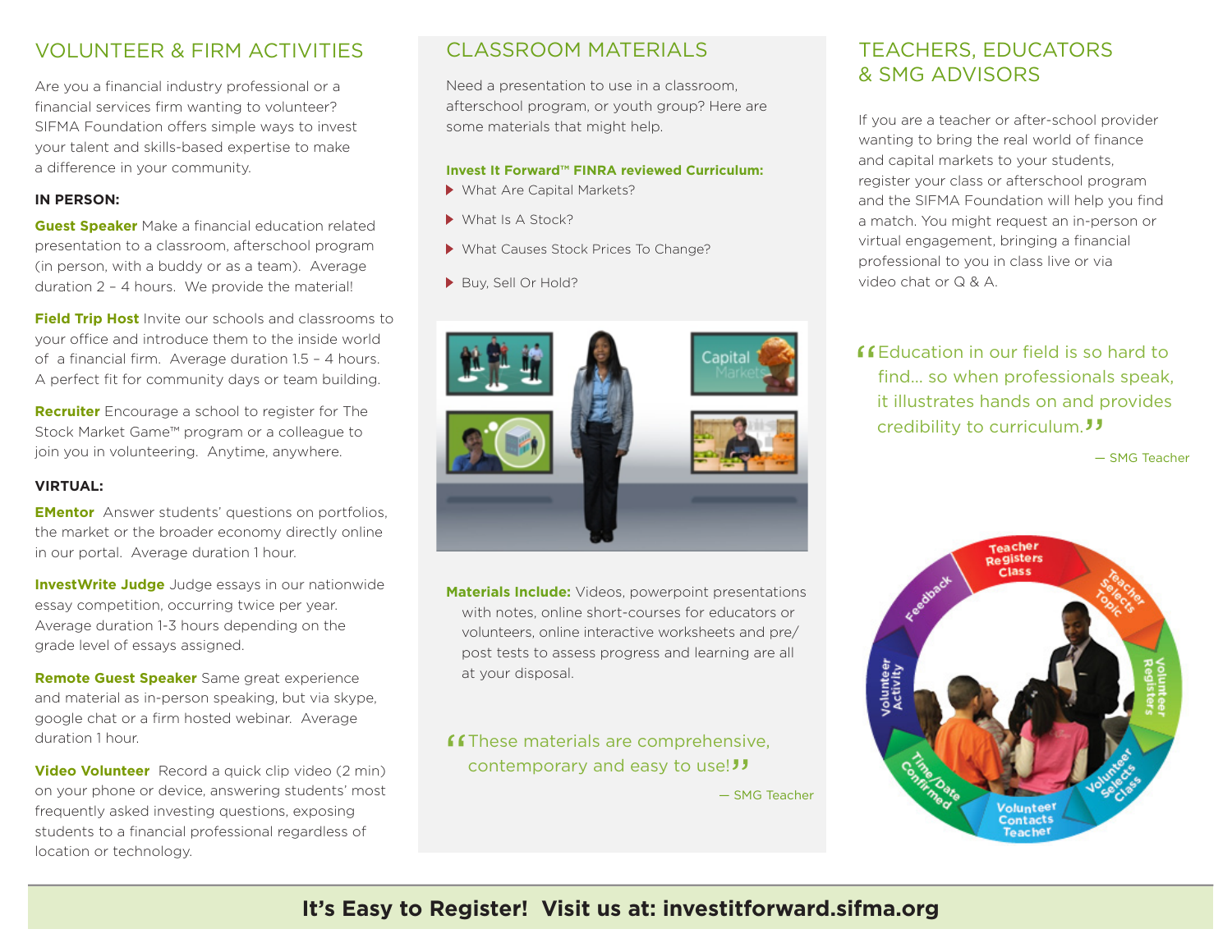## VOLUNTEER & FIRM ACTIVITIES

Are you a financial industry professional or a financial services firm wanting to volunteer? SIFMA Foundation offers simple ways to invest your talent and skills-based expertise to make a difference in your community.

**IN PERSON:**

**Guest Speaker** Make a financial education related presentation to a classroom, afterschool program (in person, with a buddy or as a team). Average duration 2 – 4 hours. We provide the material!

**Field Trip Host** Invite our schools and classrooms to your office and introduce them to the inside world of a financial firm. Average duration 1.5 – 4 hours. A perfect fit for community days or team building.

**Recruiter** Encourage a school to register for The Stock Market Game™ program or a colleague to join you in volunteering. Anytime, anywhere.

**VIRTUAL:**

**EMentor** Answer students' questions on portfolios, the market or the broader economy directly online in our portal. Average duration 1 hour.

**InvestWrite Judge** Judge essays in our nationwide essay competition, occurring twice per year. Average duration 1-3 hours depending on the grade level of essays assigned.

**Remote Guest Speaker** Same great experience and material as in-person speaking, but via skype, google chat or a firm hosted webinar. Average duration 1 hour.

**Video Volunteer** Record a quick clip video (2 min) on your phone or device, answering students' most frequently asked investing questions, exposing students to a financial professional regardless of location or technology.

## CLASSROOM MATERIALS

Need a presentation to use in a classroom, afterschool program, or youth group? Here are some materials that might help.

**Invest It Forward™ FINRA reviewed Curriculum:**

- What Are Capital Markets?
- What Is A Stock?
- What Causes Stock Prices To Change?
- Buy, Sell Or Hold?

**Materials Include:** Videos, powerpoint presentations with notes, online short-courses for educators or volunteers, online interactive worksheets and pre/post tests to assess progress and learning are all at your disposal.

> "These materials are comprehensive, contemporary and easy to use!"
>
> — SMG Teacher

## TEACHERS, EDUCATORS & SMG ADVISORS

If you are a teacher or after-school provider wanting to bring the real world of finance and capital markets to your students, register your class or afterschool program and the SIFMA Foundation will help you find a match. You might request an in-person or virtual engagement, bringing a financial professional to you in class live or via video chat or Q & A.

> "Education in our field is so hard to find... so when professionals speak, it illustrates hands on and provides credibility to curriculum."
>
> — SMG Teacher

Teacher Registers Class
Teacher Selects Topic
Volunteer Registers
Volunteer Selects Class
Volunteer Contacts Teacher
Time/Date Confirmed
Volunteer Activity
Feedback

**It's Easy to Register! Visit us at: investitforward.sifma.org**